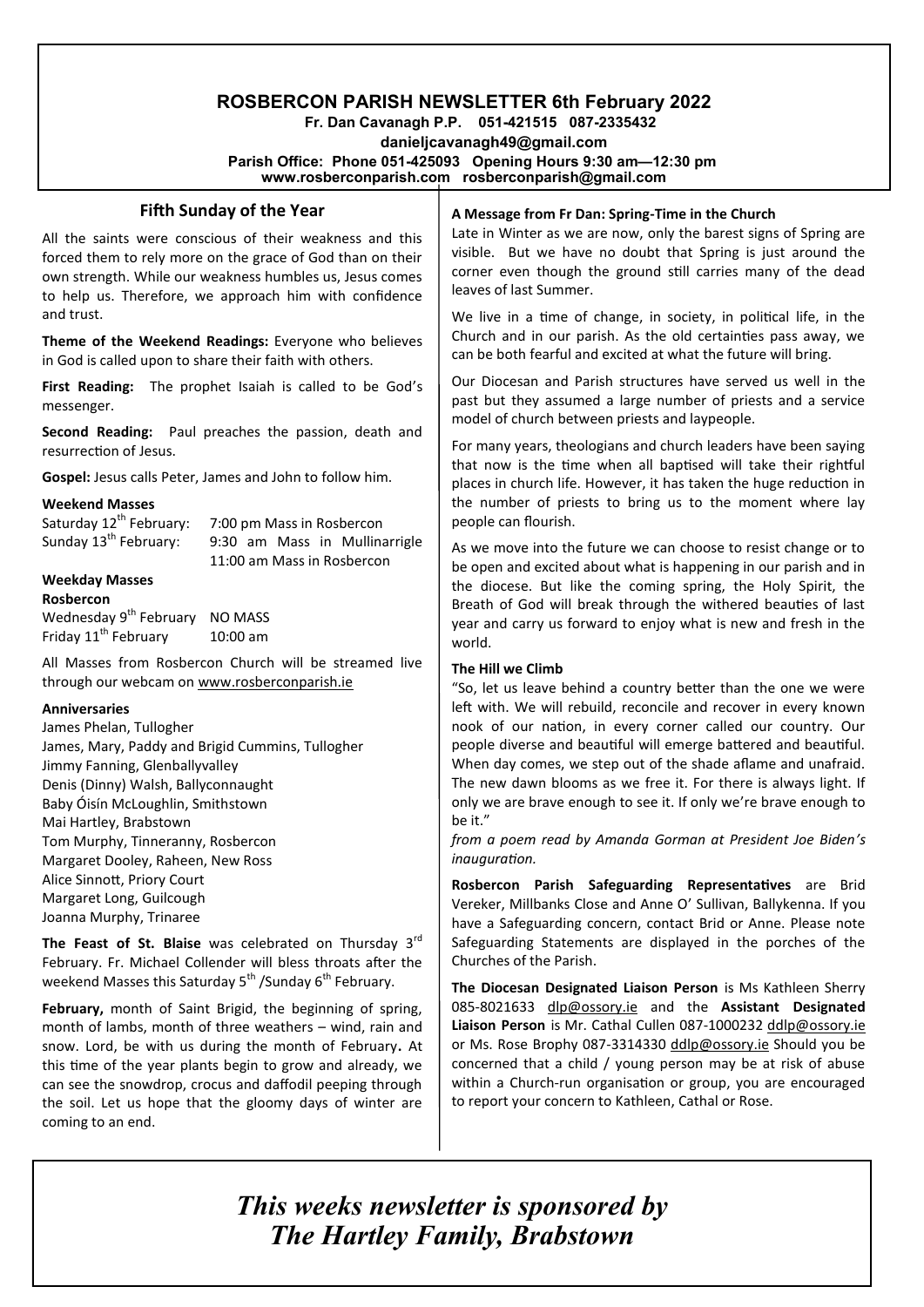# ROSBERCON PARISH NEWSLETTER 6th February 2022

**Fr. Dan Cavanagh P.P. 051-421515 087-2335432**

**danieljcavanagh49@gmail.com**

**Parish Office: Phone 051-425093 Opening Hours 9:30 am—12:30 pm**

**www.rosberconparish.com rosberconparish@gmail.com**

## Fifth Sunday of the Year

All the saints were conscious of their weakness and this forced them to rely more on the grace of God than on their own strength. While our weakness humbles us, Jesus comes to help us. Therefore, we approach him with confidence and trust.

**Theme of the Weekend Readings:** Everyone who believes in God is called upon to share their faith with others.

**First Reading:** The prophet Isaiah is called to be God's messenger.

**Second Reading:** Paul preaches the passion, death and resurrection of Jesus.

**Gospel:** Jesus calls Peter, James and John to follow him.

### Weekend Masses

Saturday 12th February: 7:00 pm Mass in Rosbercon

Sunday 13th February: 9:30 am Mass in Mullinarrigle
11:00 am Mass in Rosbercon

### Weekday Masses

**Rosbercon**

Wednesday 9th February NO MASS

Friday 11th February 10:00 am

All Masses from Rosbercon Church will be streamed live through our webcam on www.rosberconparish.ie

### Anniversaries

James Phelan, Tullogher
James, Mary, Paddy and Brigid Cummins, Tullogher
Jimmy Fanning, Glenballyvalley
Denis (Dinny) Walsh, Ballyconnaught
Baby Óisín McLoughlin, Smithstown
Mai Hartley, Brabstown
Tom Murphy, Tinneranny, Rosbercon
Margaret Dooley, Raheen, New Ross
Alice Sinnott, Priory Court
Margaret Long, Guilcough
Joanna Murphy, Trinaree

**The Feast of St. Blaise** was celebrated on Thursday 3rd February. Fr. Michael Collender will bless throats after the weekend Masses this Saturday 5th /Sunday 6th February.

**February,** month of Saint Brigid, the beginning of spring, month of lambs, month of three weathers – wind, rain and snow. Lord, be with us during the month of February**.** At this time of the year plants begin to grow and already, we can see the snowdrop, crocus and daffodil peeping through the soil. Let us hope that the gloomy days of winter are coming to an end.

### A Message from Fr Dan: Spring-Time in the Church

Late in Winter as we are now, only the barest signs of Spring are visible. But we have no doubt that Spring is just around the corner even though the ground still carries many of the dead leaves of last Summer.

We live in a time of change, in society, in political life, in the Church and in our parish. As the old certainties pass away, we can be both fearful and excited at what the future will bring.

Our Diocesan and Parish structures have served us well in the past but they assumed a large number of priests and a service model of church between priests and laypeople.

For many years, theologians and church leaders have been saying that now is the time when all baptised will take their rightful places in church life. However, it has taken the huge reduction in the number of priests to bring us to the moment where lay people can flourish.

As we move into the future we can choose to resist change or to be open and excited about what is happening in our parish and in the diocese. But like the coming spring, the Holy Spirit, the Breath of God will break through the withered beauties of last year and carry us forward to enjoy what is new and fresh in the world.

### The Hill we Climb

"So, let us leave behind a country better than the one we were left with. We will rebuild, reconcile and recover in every known nook of our nation, in every corner called our country. Our people diverse and beautiful will emerge battered and beautiful. When day comes, we step out of the shade aflame and unafraid. The new dawn blooms as we free it. For there is always light. If only we are brave enough to see it. If only we're brave enough to be it."

*from a poem read by Amanda Gorman at President Joe Biden's inauguration.*

**Rosbercon Parish Safeguarding Representatives** are Brid Vereker, Millbanks Close and Anne O' Sullivan, Ballykenna. If you have a Safeguarding concern, contact Brid or Anne. Please note Safeguarding Statements are displayed in the porches of the Churches of the Parish.

**The Diocesan Designated Liaison Person** is Ms Kathleen Sherry 085-8021633 dlp@ossory.ie and the **Assistant Designated Liaison Person** is Mr. Cathal Cullen 087-1000232 ddlp@ossory.ie or Ms. Rose Brophy 087-3314330 ddlp@ossory.ie Should you be concerned that a child / young person may be at risk of abuse within a Church-run organisation or group, you are encouraged to report your concern to Kathleen, Cathal or Rose.

***This weeks newsletter is sponsored by The Hartley Family, Brabstown***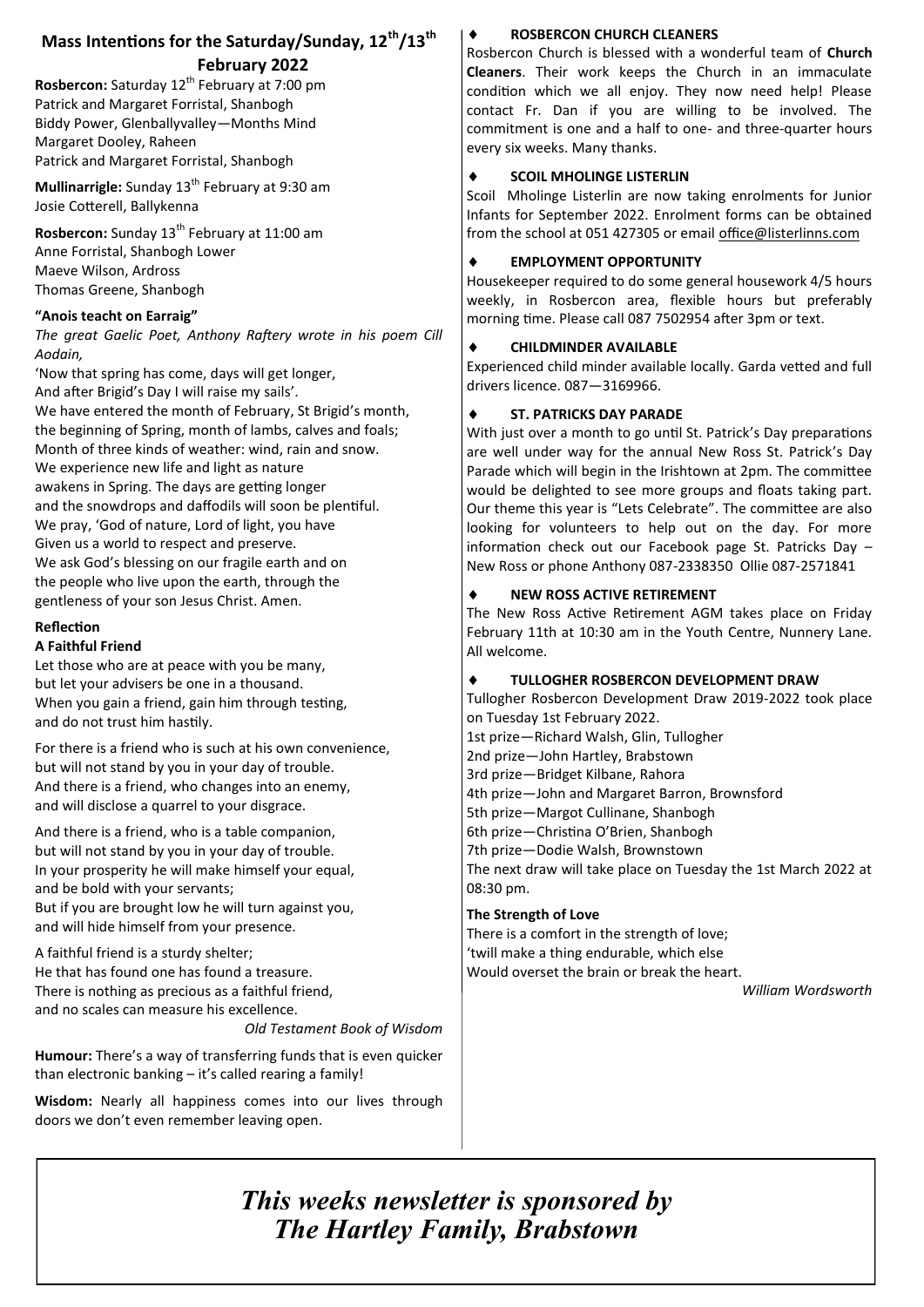## Mass Intentions for the Saturday/Sunday, 12th/13th February 2022

**Rosbercon:** Saturday 12th February at 7:00 pm
Patrick and Margaret Forristal, Shanbogh
Biddy Power, Glenballyvalley—Months Mind
Margaret Dooley, Raheen
Patrick and Margaret Forristal, Shanbogh

**Mullinarrigle:** Sunday 13th February at 9:30 am
Josie Cotterell, Ballykenna

**Rosbercon:** Sunday 13th February at 11:00 am
Anne Forristal, Shanbogh Lower
Maeve Wilson, Ardross
Thomas Greene, Shanbogh

### "Anois teacht on Earraig"

*The great Gaelic Poet, Anthony Raftery wrote in his poem Cill Aodain,*

'Now that spring has come, days will get longer,
And after Brigid's Day I will raise my sails'.
We have entered the month of February, St Brigid's month,
the beginning of Spring, month of lambs, calves and foals;
Month of three kinds of weather: wind, rain and snow.
We experience new life and light as nature
awakens in Spring. The days are getting longer
and the snowdrops and daffodils will soon be plentiful.
We pray, 'God of nature, Lord of light, you have
Given us a world to respect and preserve.
We ask God's blessing on our fragile earth and on
the people who live upon the earth, through the
gentleness of your son Jesus Christ. Amen.

### Reflection

**A Faithful Friend**

Let those who are at peace with you be many,
but let your advisers be one in a thousand.
When you gain a friend, gain him through testing,
and do not trust him hastily.

For there is a friend who is such at his own convenience,
but will not stand by you in your day of trouble.
And there is a friend, who changes into an enemy,
and will disclose a quarrel to your disgrace.

And there is a friend, who is a table companion,
but will not stand by you in your day of trouble.
In your prosperity he will make himself your equal,
and be bold with your servants;
But if you are brought low he will turn against you,
and will hide himself from your presence.

A faithful friend is a sturdy shelter;
He that has found one has found a treasure.
There is nothing as precious as a faithful friend,
and no scales can measure his excellence.

*Old Testament Book of Wisdom*

**Humour:** There's a way of transferring funds that is even quicker than electronic banking – it's called rearing a family!

**Wisdom:** Nearly all happiness comes into our lives through doors we don't even remember leaving open.

### ♦ ROSBERCON CHURCH CLEANERS

Rosbercon Church is blessed with a wonderful team of **Church Cleaners**. Their work keeps the Church in an immaculate condition which we all enjoy. They now need help! Please contact Fr. Dan if you are willing to be involved. The commitment is one and a half to one- and three-quarter hours every six weeks. Many thanks.

### ♦ SCOIL MHOLINGE LISTERLIN

Scoil Mholinge Listerlin are now taking enrolments for Junior Infants for September 2022. Enrolment forms can be obtained from the school at 051 427305 or email office@listerlinns.com

### ♦ EMPLOYMENT OPPORTUNITY

Housekeeper required to do some general housework 4/5 hours weekly, in Rosbercon area, flexible hours but preferably morning time. Please call 087 7502954 after 3pm or text.

### ♦ CHILDMINDER AVAILABLE

Experienced child minder available locally. Garda vetted and full drivers licence. 087—3169966.

### ♦ ST. PATRICKS DAY PARADE

With just over a month to go until St. Patrick's Day preparations are well under way for the annual New Ross St. Patrick's Day Parade which will begin in the Irishtown at 2pm. The committee would be delighted to see more groups and floats taking part. Our theme this year is "Lets Celebrate". The committee are also looking for volunteers to help out on the day. For more information check out our Facebook page St. Patricks Day – New Ross or phone Anthony 087-2338350 Ollie 087-2571841

### ♦ NEW ROSS ACTIVE RETIREMENT

The New Ross Active Retirement AGM takes place on Friday February 11th at 10:30 am in the Youth Centre, Nunnery Lane. All welcome.

### ♦ TULLOGHER ROSBERCON DEVELOPMENT DRAW

Tullogher Rosbercon Development Draw 2019-2022 took place on Tuesday 1st February 2022.
1st prize—Richard Walsh, Glin, Tullogher
2nd prize—John Hartley, Brabstown
3rd prize—Bridget Kilbane, Rahora
4th prize—John and Margaret Barron, Brownsford
5th prize—Margot Cullinane, Shanbogh
6th prize—Christina O'Brien, Shanbogh
7th prize—Dodie Walsh, Brownstown
The next draw will take place on Tuesday the 1st March 2022 at 08:30 pm.

### The Strength of Love

There is a comfort in the strength of love;
'twill make a thing endurable, which else
Would overset the brain or break the heart.

*William Wordsworth*

***This weeks newsletter is sponsored by The Hartley Family, Brabstown***